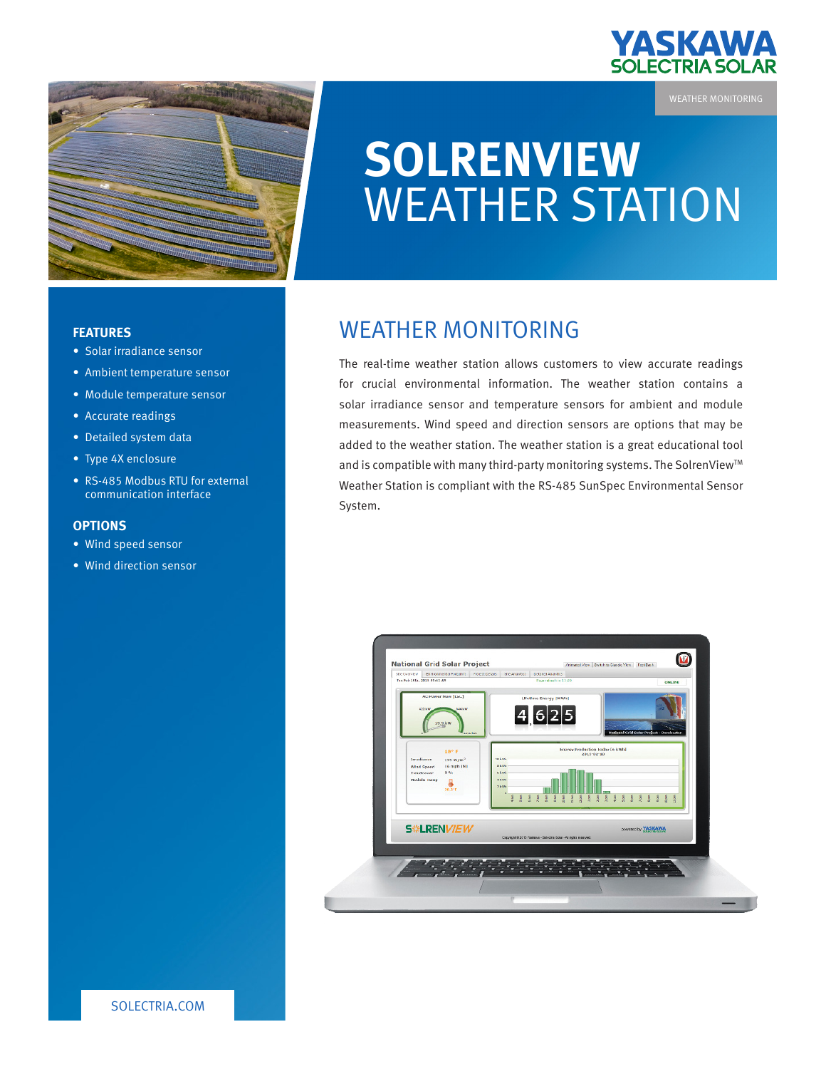YASKAWA SOLECTRIA SOLAR

WEATHER MONITORING

# SOLRENVIEW WEATHER STATION

### FEATURES

- Solar irradiance sensor
- Ambient temperature sensor
- Module temperature sensor
- Accurate readings
- Detailed system data
- Type 4X enclosure
- RS-485 Modbus RTU for external communication interface

### OPTIONS

- Wind speed sensor
- Wind direction sensor

## WEATHER MONITORING

The real-time weather station allows customers to view accurate readings for crucial environmental information. The weather station contains a solar irradiance sensor and temperature sensors for ambient and module measurements. Wind speed and direction sensors are options that may be added to the weather station. The weather station is a great educational tool and is compatible with many third-party monitoring systems. The SolrenView™ Weather Station is compliant with the RS-485 SunSpec Environmental Sensor System.

SOLECTRIA.COM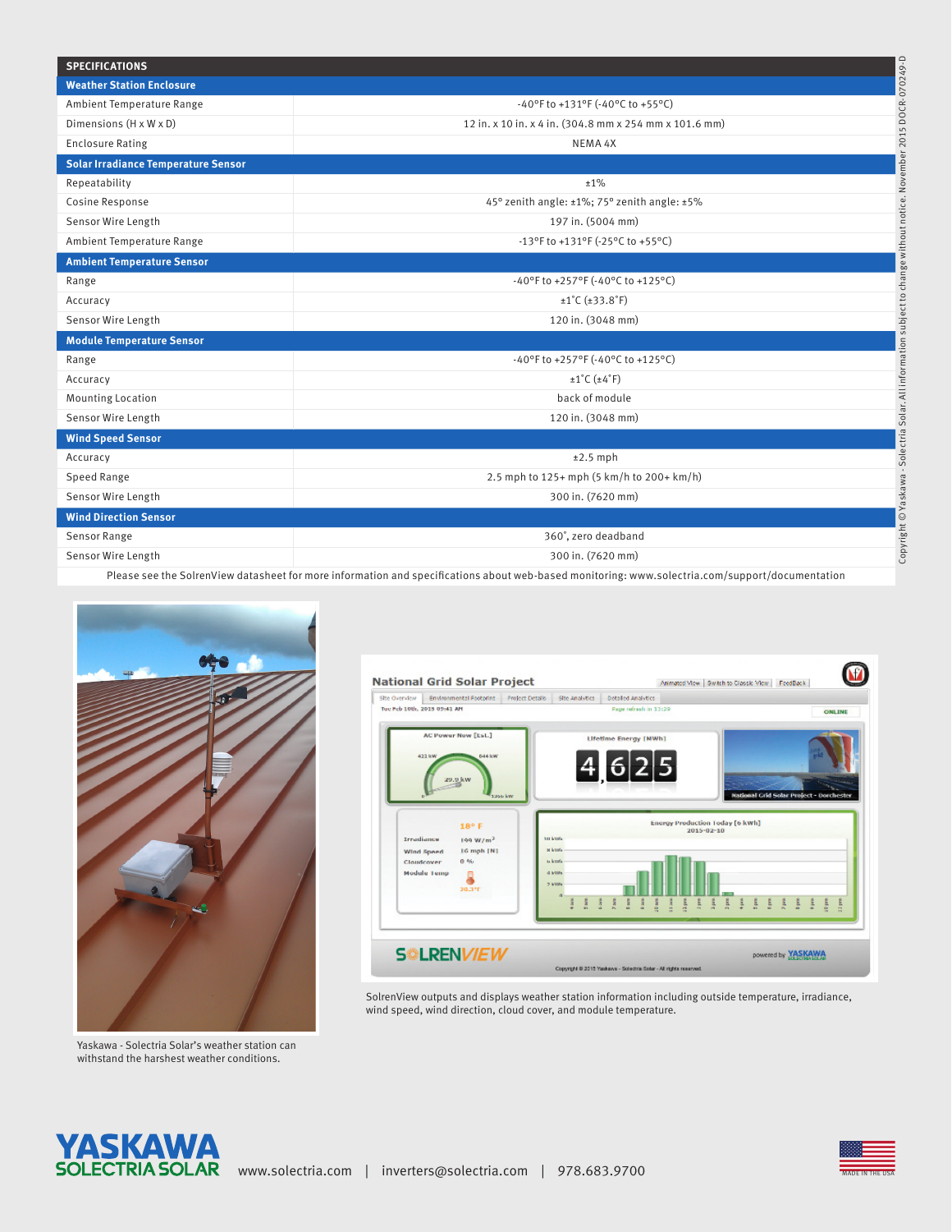## SPECIFICATIONS

| | |
|---|---|
| **Weather Station Enclosure** | |
| Ambient Temperature Range | -40°F to +131°F (-40°C to +55°C) |
| Dimensions (H x W x D) | 12 in. x 10 in. x 4 in. (304.8 mm x 254 mm x 101.6 mm) |
| Enclosure Rating | NEMA 4X |
| **Solar Irradiance Temperature Sensor** | |
| Repeatability | ±1% |
| Cosine Response | 45° zenith angle: ±1%; 75° zenith angle: ±5% |
| Sensor Wire Length | 197 in. (5004 mm) |
| Ambient Temperature Range | -13°F to +131°F (-25°C to +55°C) |
| **Ambient Temperature Sensor** | |
| Range | -40°F to +257°F (-40°C to +125°C) |
| Accuracy | ±1˚C (±33.8˚F) |
| Sensor Wire Length | 120 in. (3048 mm) |
| **Module Temperature Sensor** | |
| Range | -40°F to +257°F (-40°C to +125°C) |
| Accuracy | ±1˚C (±4˚F) |
| Mounting Location | back of module |
| Sensor Wire Length | 120 in. (3048 mm) |
| **Wind Speed Sensor** | |
| Accuracy | ±2.5 mph |
| Speed Range | 2.5 mph to 125+ mph (5 km/h to 200+ km/h) |
| Sensor Wire Length | 300 in. (7620 mm) |
| **Wind Direction Sensor** | |
| Sensor Range | 360˚, zero deadband |
| Sensor Wire Length | 300 in. (7620 mm) |

Please see the SolrenView datasheet for more information and specifications about web-based monitoring: www.solectria.com/support/documentation

Yaskawa - Solectria Solar's weather station can withstand the harshest weather conditions.

SolrenView outputs and displays weather station information including outside temperature, irradiance, wind speed, wind direction, cloud cover, and module temperature.

Copyright © Yaskawa - Solectria Solar. All information subject to change without notice. November 2015 DOCR-070249-D

YASKAWA SOLECTRIA SOLAR www.solectria.com | inverters@solectria.com | 978.683.9700

MADE IN THE USA